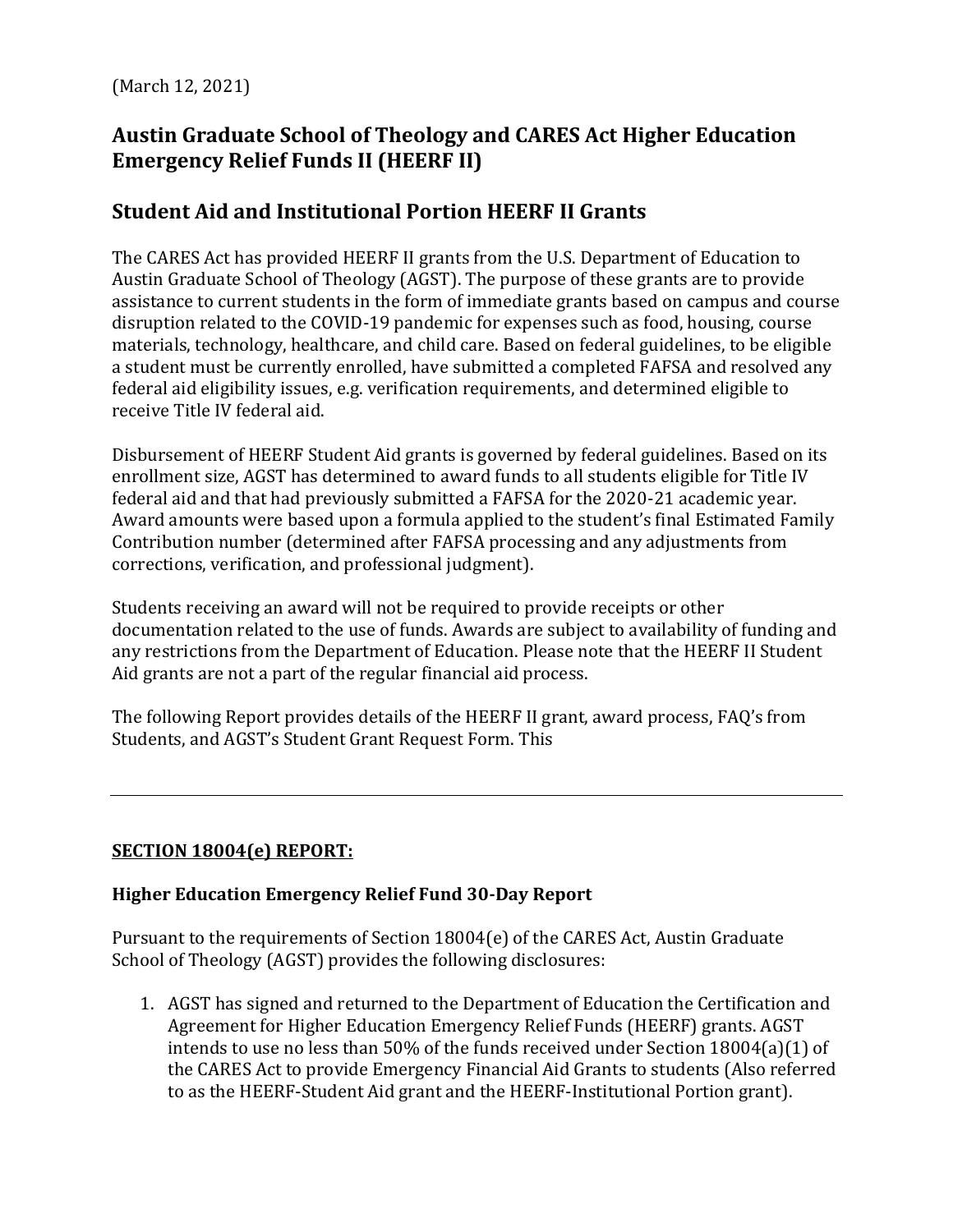(March 12, 2021)

## Austin Graduate School of Theology and CARES Act Higher Education Emergency Relief Funds II (HEERF II)

# Student Aid and Institutional Portion HEERF II Grants

The CARES Act has provided HEERF II grants from the U.S. Department of Education to Austin Graduate School of Theology (AGST). The purpose of these grants are to provide assistance to current students in the form of immediate grants based on campus and course disruption related to the COVID-19 pandemic for expenses such as food, housing, course materials, technology, healthcare, and child care. Based on federal guidelines, to be eligible a student must be currently enrolled, have submitted a completed FAFSA and resolved any federal aid eligibility issues, e.g. verification requirements, and determined eligible to receive Title IV federal aid.

Disbursement of HEERF Student Aid grants is governed by federal guidelines. Based on its enrollment size, AGST has determined to award funds to all students eligible for Title IV federal aid and that had previously submitted a FAFSA for the 2020-21 academic year. Award amounts were based upon a formula applied to the student's final Estimated Family Contribution number (determined after FAFSA processing and any adjustments from corrections, verification, and professional judgment).

Students receiving an award will not be required to provide receipts or other documentation related to the use of funds. Awards are subject to availability of funding and any restrictions from the Department of Education. Please note that the HEERF II Student Aid grants are not a part of the regular financial aid process.

The following Report provides details of the HEERF II grant, award process, FAQ's from Students, and AGST's Student Grant Request Form. This

---

**SECTION 18004(e) REPORT:**

### Higher Education Emergency Relief Fund 30-Day Report

Pursuant to the requirements of Section 18004(e) of the CARES Act, Austin Graduate School of Theology (AGST) provides the following disclosures:

1. AGST has signed and returned to the Department of Education the Certification and Agreement for Higher Education Emergency Relief Funds (HEERF) grants. AGST intends to use no less than 50% of the funds received under Section 18004(a)(1) of the CARES Act to provide Emergency Financial Aid Grants to students (Also referred to as the HEERF-Student Aid grant and the HEERF-Institutional Portion grant).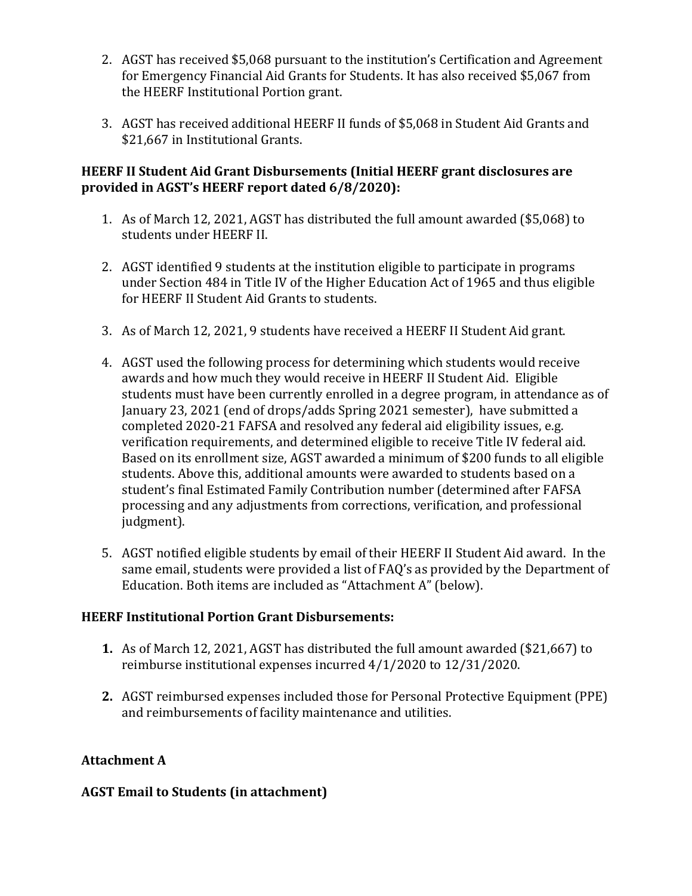2. AGST has received $5,068 pursuant to the institution's Certification and Agreement for Emergency Financial Aid Grants for Students. It has also received $5,067 from the HEERF Institutional Portion grant.

3. AGST has received additional HEERF II funds of $5,068 in Student Aid Grants and $21,667 in Institutional Grants.

**HEERF II Student Aid Grant Disbursements (Initial HEERF grant disclosures are provided in AGST's HEERF report dated 6/8/2020):**

1. As of March 12, 2021, AGST has distributed the full amount awarded ($5,068) to students under HEERF II.

2. AGST identified 9 students at the institution eligible to participate in programs under Section 484 in Title IV of the Higher Education Act of 1965 and thus eligible for HEERF II Student Aid Grants to students.

3. As of March 12, 2021, 9 students have received a HEERF II Student Aid grant.

4. AGST used the following process for determining which students would receive awards and how much they would receive in HEERF II Student Aid. Eligible students must have been currently enrolled in a degree program, in attendance as of January 23, 2021 (end of drops/adds Spring 2021 semester), have submitted a completed 2020-21 FAFSA and resolved any federal aid eligibility issues, e.g. verification requirements, and determined eligible to receive Title IV federal aid. Based on its enrollment size, AGST awarded a minimum of $200 funds to all eligible students. Above this, additional amounts were awarded to students based on a student's final Estimated Family Contribution number (determined after FAFSA processing and any adjustments from corrections, verification, and professional judgment).

5. AGST notified eligible students by email of their HEERF II Student Aid award. In the same email, students were provided a list of FAQ's as provided by the Department of Education. Both items are included as "Attachment A" (below).

**HEERF Institutional Portion Grant Disbursements:**

1. As of March 12, 2021, AGST has distributed the full amount awarded ($21,667) to reimburse institutional expenses incurred 4/1/2020 to 12/31/2020.

2. AGST reimbursed expenses included those for Personal Protective Equipment (PPE) and reimbursements of facility maintenance and utilities.

**Attachment A**

**AGST Email to Students (in attachment)**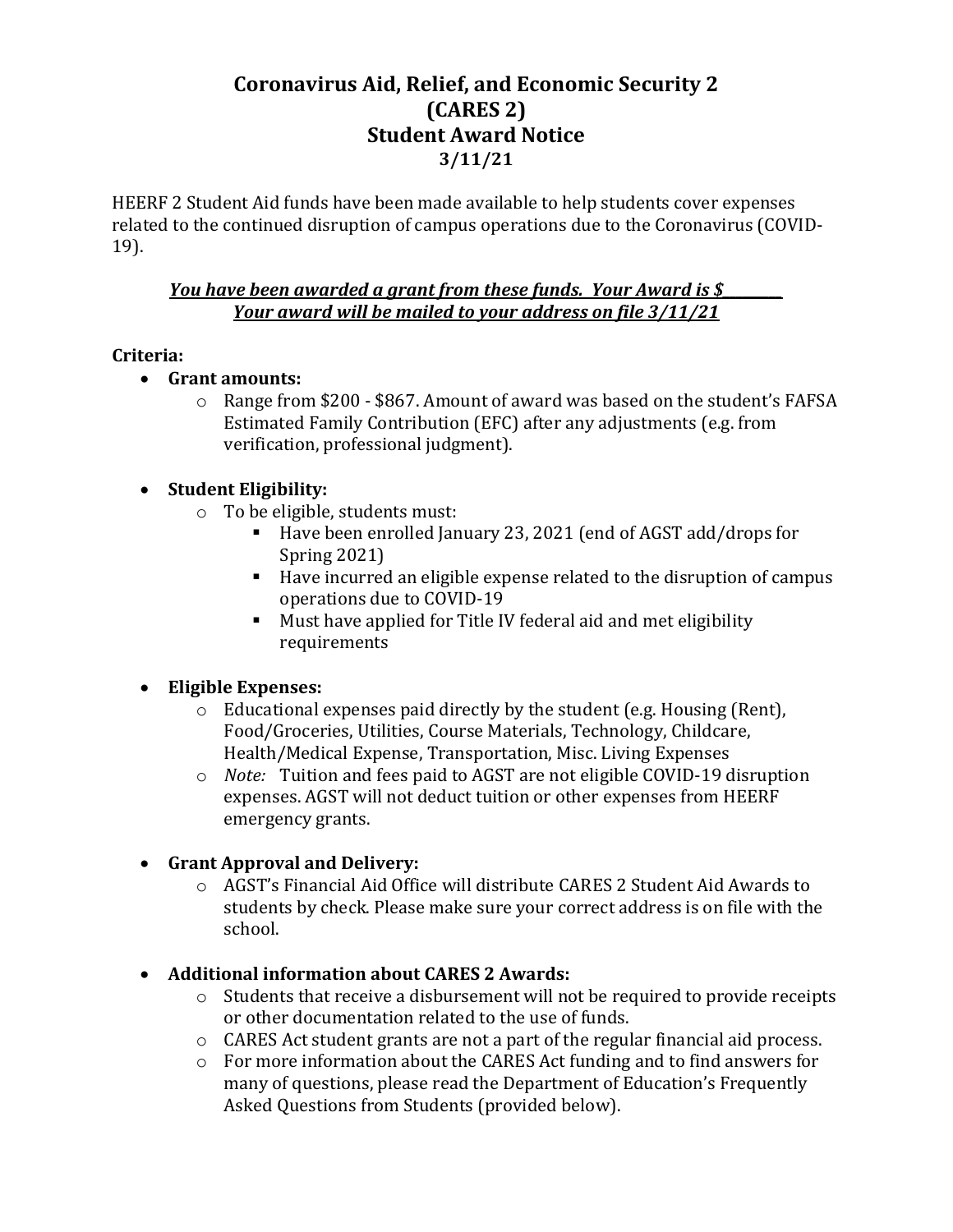# Coronavirus Aid, Relief, and Economic Security 2 (CARES 2) Student Award Notice 3/11/21

HEERF 2 Student Aid funds have been made available to help students cover expenses related to the continued disruption of campus operations due to the Coronavirus (COVID-19).

***<u>You have been awarded a grant from these funds. Your Award is $________</u>***
***<u>Your award will be mailed to your address on file 3/11/21</u>***

**Criteria:**

- **Grant amounts:**
  - Range from $200 - $867. Amount of award was based on the student's FAFSA Estimated Family Contribution (EFC) after any adjustments (e.g. from verification, professional judgment).

- **Student Eligibility:**
  - To be eligible, students must:
    - Have been enrolled January 23, 2021 (end of AGST add/drops for Spring 2021)
    - Have incurred an eligible expense related to the disruption of campus operations due to COVID-19
    - Must have applied for Title IV federal aid and met eligibility requirements

- **Eligible Expenses:**
  - Educational expenses paid directly by the student (e.g. Housing (Rent), Food/Groceries, Utilities, Course Materials, Technology, Childcare, Health/Medical Expense, Transportation, Misc. Living Expenses
  - *Note:* Tuition and fees paid to AGST are not eligible COVID-19 disruption expenses. AGST will not deduct tuition or other expenses from HEERF emergency grants.

- **Grant Approval and Delivery:**
  - AGST's Financial Aid Office will distribute CARES 2 Student Aid Awards to students by check. Please make sure your correct address is on file with the school.

- **Additional information about CARES 2 Awards:**
  - Students that receive a disbursement will not be required to provide receipts or other documentation related to the use of funds.
  - CARES Act student grants are not a part of the regular financial aid process.
  - For more information about the CARES Act funding and to find answers for many of questions, please read the Department of Education's Frequently Asked Questions from Students (provided below).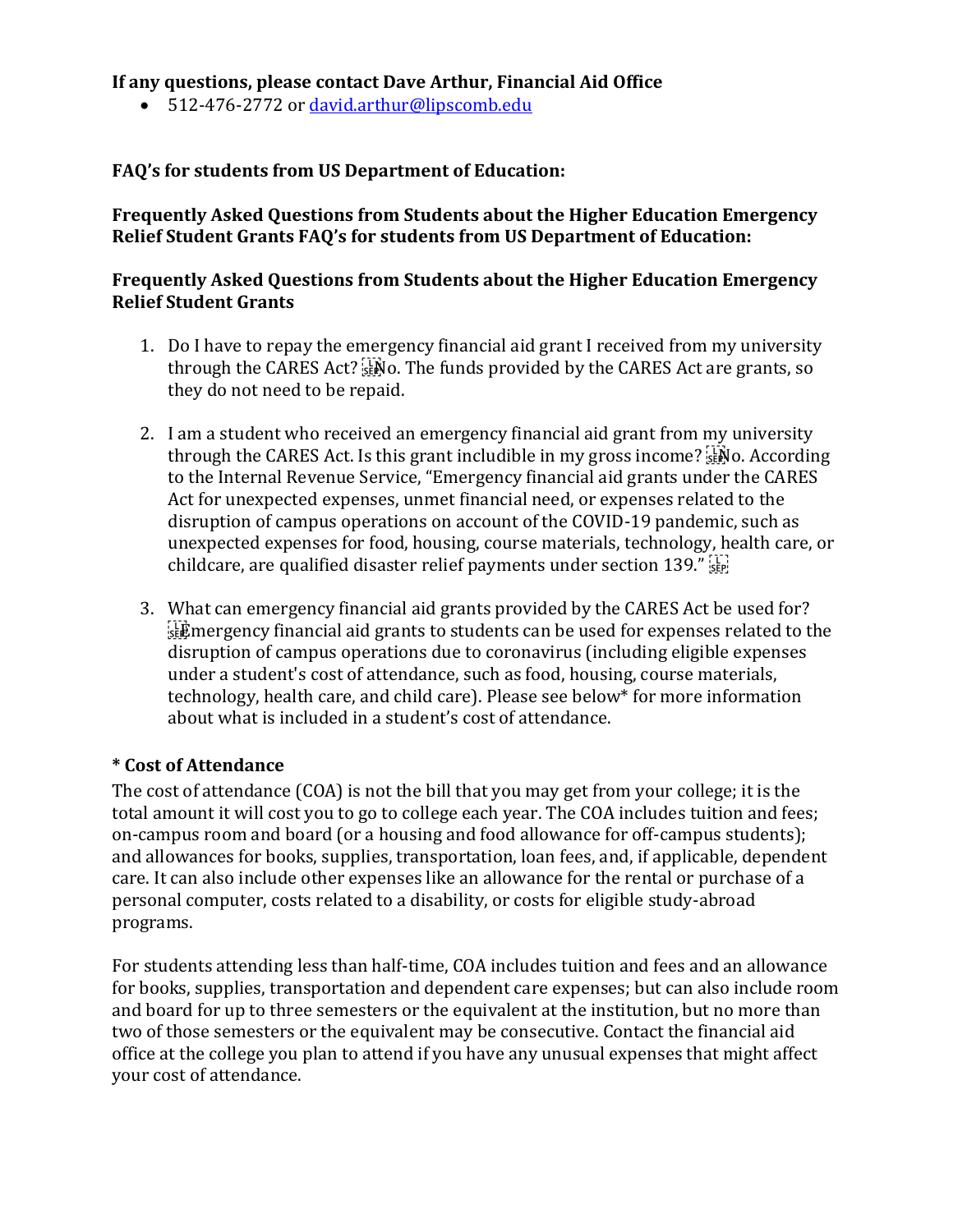**If any questions, please contact Dave Arthur, Financial Aid Office**

- 512-476-2772 or david.arthur@lipscomb.edu

**FAQ's for students from US Department of Education:**

**Frequently Asked Questions from Students about the Higher Education Emergency Relief Student Grants FAQ's for students from US Department of Education:**

**Frequently Asked Questions from Students about the Higher Education Emergency Relief Student Grants**

1. Do I have to repay the emergency financial aid grant I received from my university through the CARES Act? No. The funds provided by the CARES Act are grants, so they do not need to be repaid.

2. I am a student who received an emergency financial aid grant from my university through the CARES Act. Is this grant includible in my gross income? No. According to the Internal Revenue Service, "Emergency financial aid grants under the CARES Act for unexpected expenses, unmet financial need, or expenses related to the disruption of campus operations on account of the COVID-19 pandemic, such as unexpected expenses for food, housing, course materials, technology, health care, or childcare, are qualified disaster relief payments under section 139."

3. What can emergency financial aid grants provided by the CARES Act be used for? Emergency financial aid grants to students can be used for expenses related to the disruption of campus operations due to coronavirus (including eligible expenses under a student's cost of attendance, such as food, housing, course materials, technology, health care, and child care). Please see below* for more information about what is included in a student's cost of attendance.

**\* Cost of Attendance**

The cost of attendance (COA) is not the bill that you may get from your college; it is the total amount it will cost you to go to college each year. The COA includes tuition and fees; on-campus room and board (or a housing and food allowance for off-campus students); and allowances for books, supplies, transportation, loan fees, and, if applicable, dependent care. It can also include other expenses like an allowance for the rental or purchase of a personal computer, costs related to a disability, or costs for eligible study-abroad programs.

For students attending less than half-time, COA includes tuition and fees and an allowance for books, supplies, transportation and dependent care expenses; but can also include room and board for up to three semesters or the equivalent at the institution, but no more than two of those semesters or the equivalent may be consecutive. Contact the financial aid office at the college you plan to attend if you have any unusual expenses that might affect your cost of attendance.